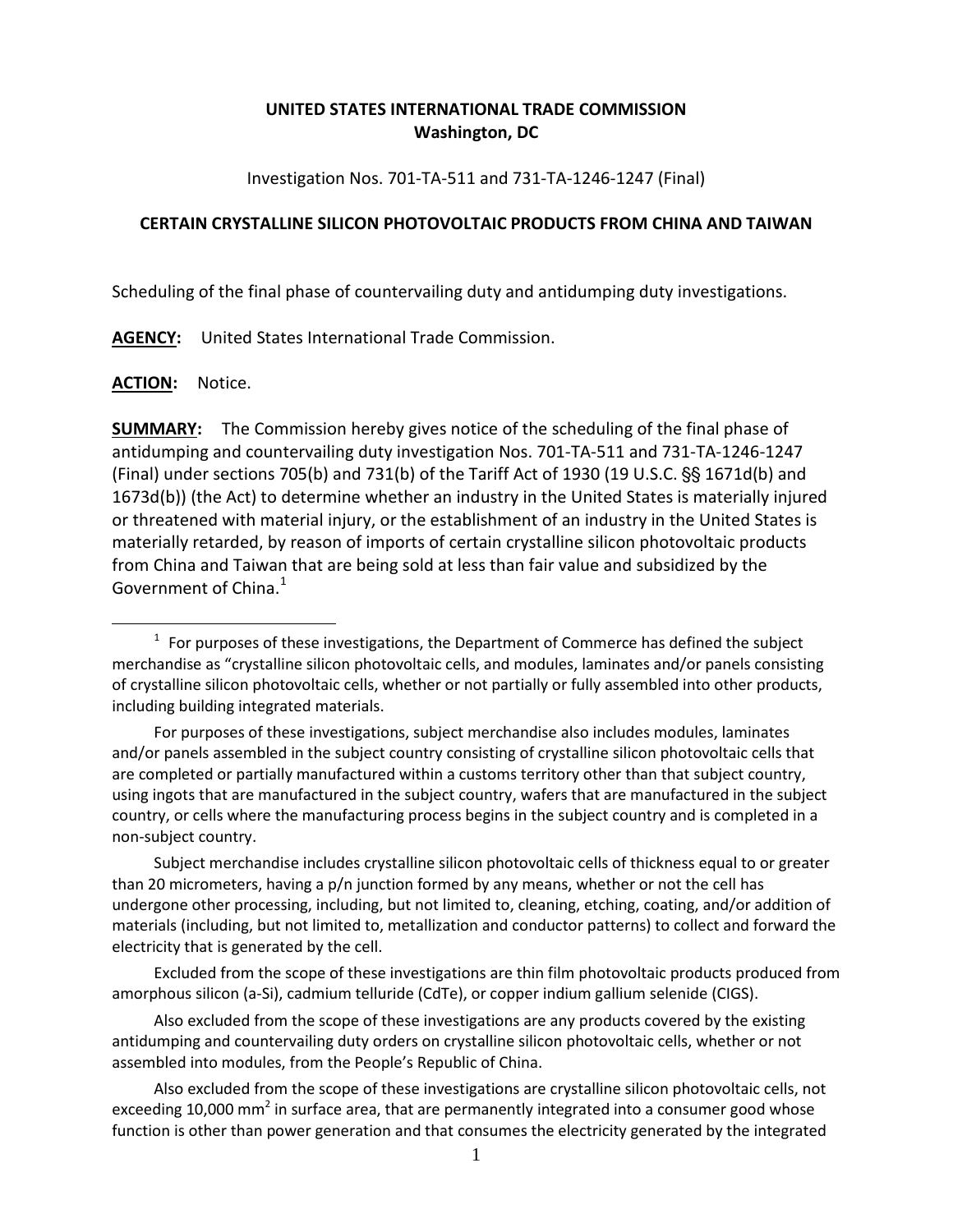**UNITED STATES INTERNATIONAL TRADE COMMISSION**
**Washington, DC**

Investigation Nos. 701-TA-511 and 731-TA-1246-1247 (Final)

**CERTAIN CRYSTALLINE SILICON PHOTOVOLTAIC PRODUCTS FROM CHINA AND TAIWAN**

Scheduling of the final phase of countervailing duty and antidumping duty investigations.

**AGENCY:** United States International Trade Commission.

**ACTION:** Notice.

**SUMMARY:** The Commission hereby gives notice of the scheduling of the final phase of antidumping and countervailing duty investigation Nos. 701-TA-511 and 731-TA-1246-1247 (Final) under sections 705(b) and 731(b) of the Tariff Act of 1930 (19 U.S.C. §§ 1671d(b) and 1673d(b)) (the Act) to determine whether an industry in the United States is materially injured or threatened with material injury, or the establishment of an industry in the United States is materially retarded, by reason of imports of certain crystalline silicon photovoltaic products from China and Taiwan that are being sold at less than fair value and subsidized by the Government of China.[1]

[1] For purposes of these investigations, the Department of Commerce has defined the subject merchandise as "crystalline silicon photovoltaic cells, and modules, laminates and/or panels consisting of crystalline silicon photovoltaic cells, whether or not partially or fully assembled into other products, including building integrated materials.

For purposes of these investigations, subject merchandise also includes modules, laminates and/or panels assembled in the subject country consisting of crystalline silicon photovoltaic cells that are completed or partially manufactured within a customs territory other than that subject country, using ingots that are manufactured in the subject country, wafers that are manufactured in the subject country, or cells where the manufacturing process begins in the subject country and is completed in a non-subject country.

Subject merchandise includes crystalline silicon photovoltaic cells of thickness equal to or greater than 20 micrometers, having a p/n junction formed by any means, whether or not the cell has undergone other processing, including, but not limited to, cleaning, etching, coating, and/or addition of materials (including, but not limited to, metallization and conductor patterns) to collect and forward the electricity that is generated by the cell.

Excluded from the scope of these investigations are thin film photovoltaic products produced from amorphous silicon (a-Si), cadmium telluride (CdTe), or copper indium gallium selenide (CIGS).

Also excluded from the scope of these investigations are any products covered by the existing antidumping and countervailing duty orders on crystalline silicon photovoltaic cells, whether or not assembled into modules, from the People's Republic of China.

Also excluded from the scope of these investigations are crystalline silicon photovoltaic cells, not exceeding 10,000 $mm^2$ in surface area, that are permanently integrated into a consumer good whose function is other than power generation and that consumes the electricity generated by the integrated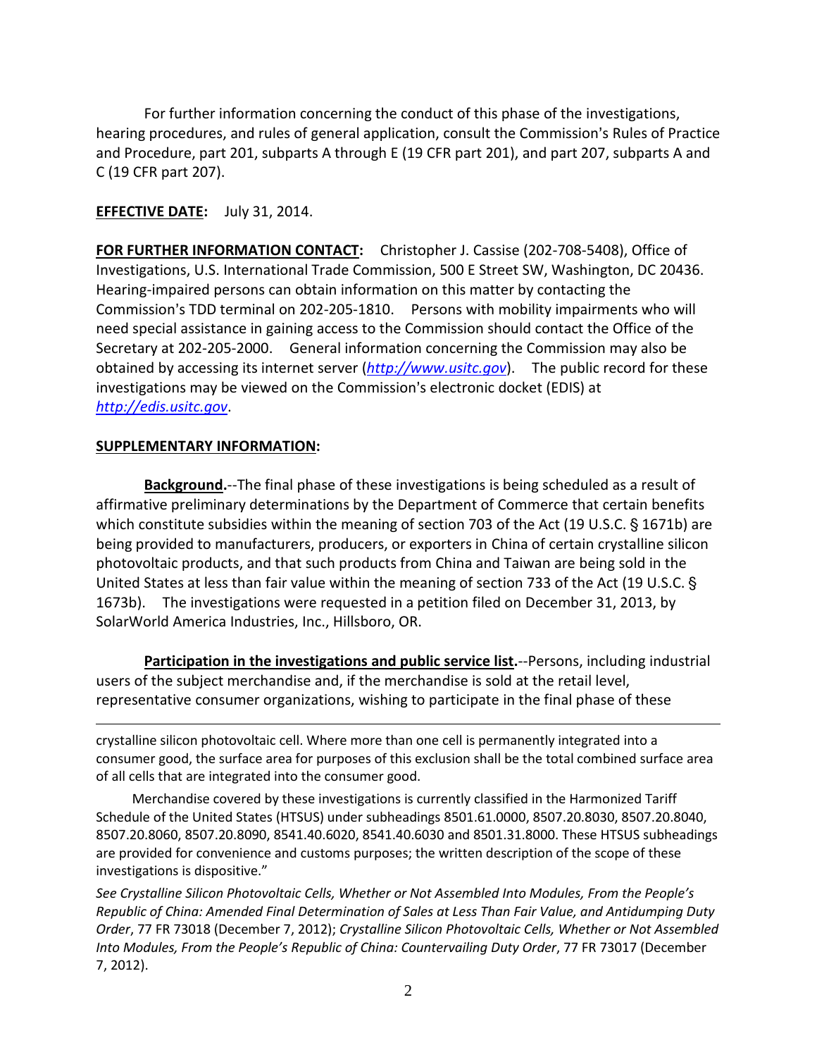For further information concerning the conduct of this phase of the investigations, hearing procedures, and rules of general application, consult the Commission's Rules of Practice and Procedure, part 201, subparts A through E (19 CFR part 201), and part 207, subparts A and C (19 CFR part 207).

**EFFECTIVE DATE:** July 31, 2014.

**FOR FURTHER INFORMATION CONTACT:** Christopher J. Cassise (202-708-5408), Office of Investigations, U.S. International Trade Commission, 500 E Street SW, Washington, DC 20436. Hearing-impaired persons can obtain information on this matter by contacting the Commission's TDD terminal on 202-205-1810. Persons with mobility impairments who will need special assistance in gaining access to the Commission should contact the Office of the Secretary at 202-205-2000. General information concerning the Commission may also be obtained by accessing its internet server (*http://www.usitc.gov*). The public record for these investigations may be viewed on the Commission's electronic docket (EDIS) at *http://edis.usitc.gov*.

**SUPPLEMENTARY INFORMATION:**

**Background.**--The final phase of these investigations is being scheduled as a result of affirmative preliminary determinations by the Department of Commerce that certain benefits which constitute subsidies within the meaning of section 703 of the Act (19 U.S.C. § 1671b) are being provided to manufacturers, producers, or exporters in China of certain crystalline silicon photovoltaic products, and that such products from China and Taiwan are being sold in the United States at less than fair value within the meaning of section 733 of the Act (19 U.S.C. § 1673b). The investigations were requested in a petition filed on December 31, 2013, by SolarWorld America Industries, Inc., Hillsboro, OR.

**Participation in the investigations and public service list.**--Persons, including industrial users of the subject merchandise and, if the merchandise is sold at the retail level, representative consumer organizations, wishing to participate in the final phase of these

---

crystalline silicon photovoltaic cell. Where more than one cell is permanently integrated into a consumer good, the surface area for purposes of this exclusion shall be the total combined surface area of all cells that are integrated into the consumer good.

Merchandise covered by these investigations is currently classified in the Harmonized Tariff Schedule of the United States (HTSUS) under subheadings 8501.61.0000, 8507.20.8030, 8507.20.8040, 8507.20.8060, 8507.20.8090, 8541.40.6020, 8541.40.6030 and 8501.31.8000. These HTSUS subheadings are provided for convenience and customs purposes; the written description of the scope of these investigations is dispositive."

*See Crystalline Silicon Photovoltaic Cells, Whether or Not Assembled Into Modules, From the People's Republic of China: Amended Final Determination of Sales at Less Than Fair Value, and Antidumping Duty Order*, 77 FR 73018 (December 7, 2012); *Crystalline Silicon Photovoltaic Cells, Whether or Not Assembled Into Modules, From the People's Republic of China: Countervailing Duty Order*, 77 FR 73017 (December 7, 2012).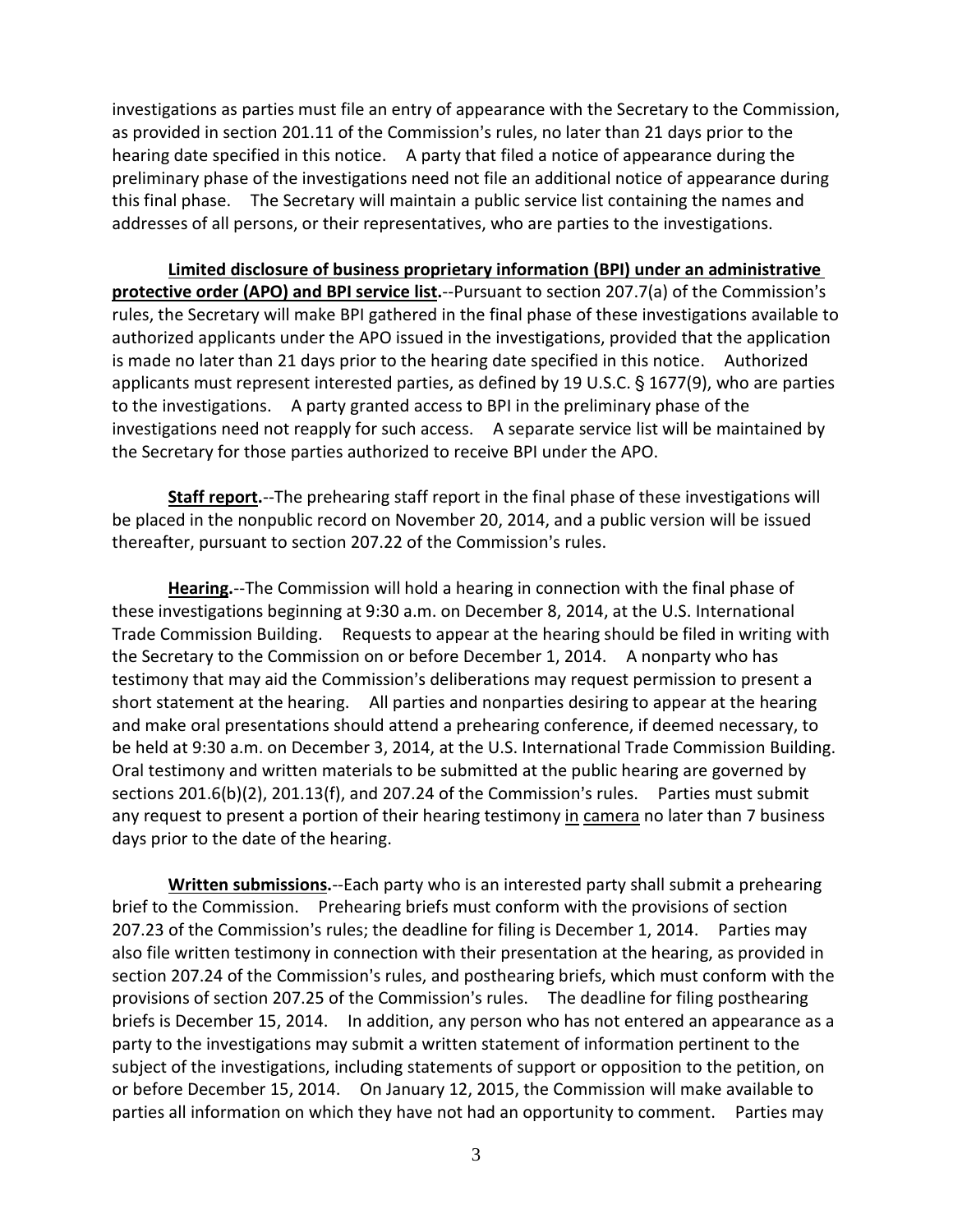investigations as parties must file an entry of appearance with the Secretary to the Commission, as provided in section 201.11 of the Commission's rules, no later than 21 days prior to the hearing date specified in this notice. A party that filed a notice of appearance during the preliminary phase of the investigations need not file an additional notice of appearance during this final phase. The Secretary will maintain a public service list containing the names and addresses of all persons, or their representatives, who are parties to the investigations.

**Limited disclosure of business proprietary information (BPI) under an administrative protective order (APO) and BPI service list.**--Pursuant to section 207.7(a) of the Commission's rules, the Secretary will make BPI gathered in the final phase of these investigations available to authorized applicants under the APO issued in the investigations, provided that the application is made no later than 21 days prior to the hearing date specified in this notice. Authorized applicants must represent interested parties, as defined by 19 U.S.C. § 1677(9), who are parties to the investigations. A party granted access to BPI in the preliminary phase of the investigations need not reapply for such access. A separate service list will be maintained by the Secretary for those parties authorized to receive BPI under the APO.

**Staff report.**--The prehearing staff report in the final phase of these investigations will be placed in the nonpublic record on November 20, 2014, and a public version will be issued thereafter, pursuant to section 207.22 of the Commission's rules.

**Hearing.**--The Commission will hold a hearing in connection with the final phase of these investigations beginning at 9:30 a.m. on December 8, 2014, at the U.S. International Trade Commission Building. Requests to appear at the hearing should be filed in writing with the Secretary to the Commission on or before December 1, 2014. A nonparty who has testimony that may aid the Commission's deliberations may request permission to present a short statement at the hearing. All parties and nonparties desiring to appear at the hearing and make oral presentations should attend a prehearing conference, if deemed necessary, to be held at 9:30 a.m. on December 3, 2014, at the U.S. International Trade Commission Building. Oral testimony and written materials to be submitted at the public hearing are governed by sections 201.6(b)(2), 201.13(f), and 207.24 of the Commission's rules. Parties must submit any request to present a portion of their hearing testimony in camera no later than 7 business days prior to the date of the hearing.

**Written submissions.**--Each party who is an interested party shall submit a prehearing brief to the Commission. Prehearing briefs must conform with the provisions of section 207.23 of the Commission's rules; the deadline for filing is December 1, 2014. Parties may also file written testimony in connection with their presentation at the hearing, as provided in section 207.24 of the Commission's rules, and posthearing briefs, which must conform with the provisions of section 207.25 of the Commission's rules. The deadline for filing posthearing briefs is December 15, 2014. In addition, any person who has not entered an appearance as a party to the investigations may submit a written statement of information pertinent to the subject of the investigations, including statements of support or opposition to the petition, on or before December 15, 2014. On January 12, 2015, the Commission will make available to parties all information on which they have not had an opportunity to comment. Parties may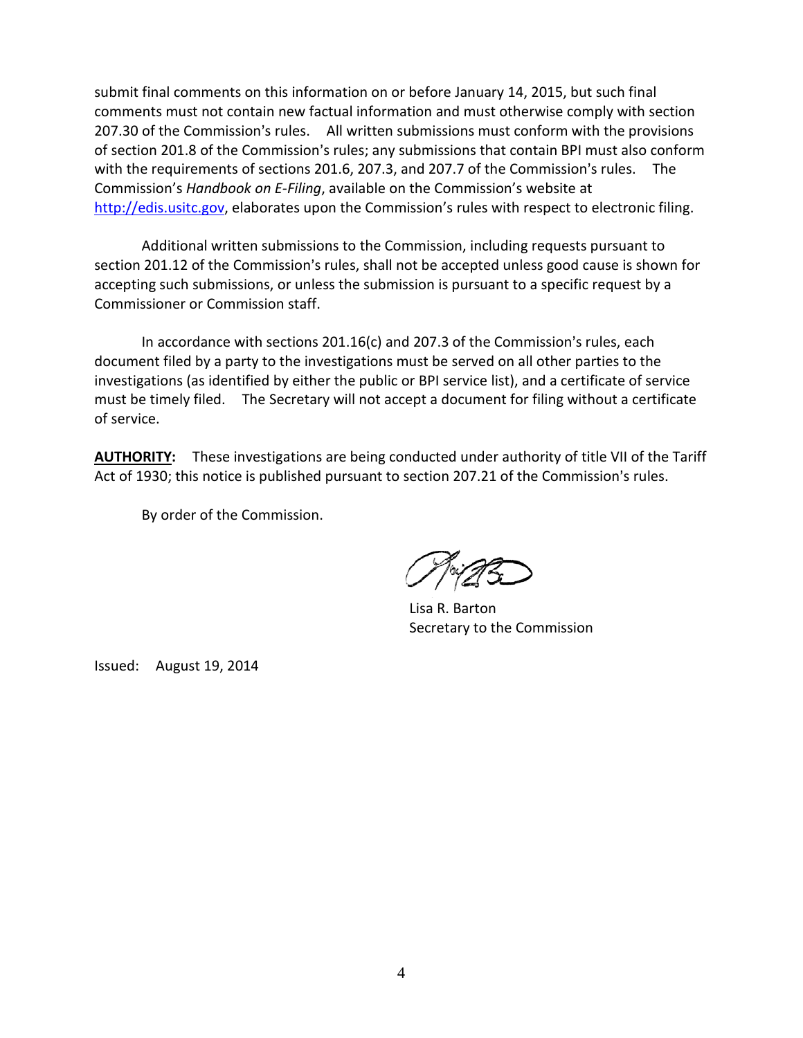submit final comments on this information on or before January 14, 2015, but such final comments must not contain new factual information and must otherwise comply with section 207.30 of the Commission's rules. All written submissions must conform with the provisions of section 201.8 of the Commission's rules; any submissions that contain BPI must also conform with the requirements of sections 201.6, 207.3, and 207.7 of the Commission's rules. The Commission's *Handbook on E-Filing*, available on the Commission's website at http://edis.usitc.gov, elaborates upon the Commission's rules with respect to electronic filing.

Additional written submissions to the Commission, including requests pursuant to section 201.12 of the Commission's rules, shall not be accepted unless good cause is shown for accepting such submissions, or unless the submission is pursuant to a specific request by a Commissioner or Commission staff.

In accordance with sections 201.16(c) and 207.3 of the Commission's rules, each document filed by a party to the investigations must be served on all other parties to the investigations (as identified by either the public or BPI service list), and a certificate of service must be timely filed. The Secretary will not accept a document for filing without a certificate of service.

**AUTHORITY:** These investigations are being conducted under authority of title VII of the Tariff Act of 1930; this notice is published pursuant to section 207.21 of the Commission's rules.

By order of the Commission.

Lisa R. Barton
Secretary to the Commission

Issued: August 19, 2014